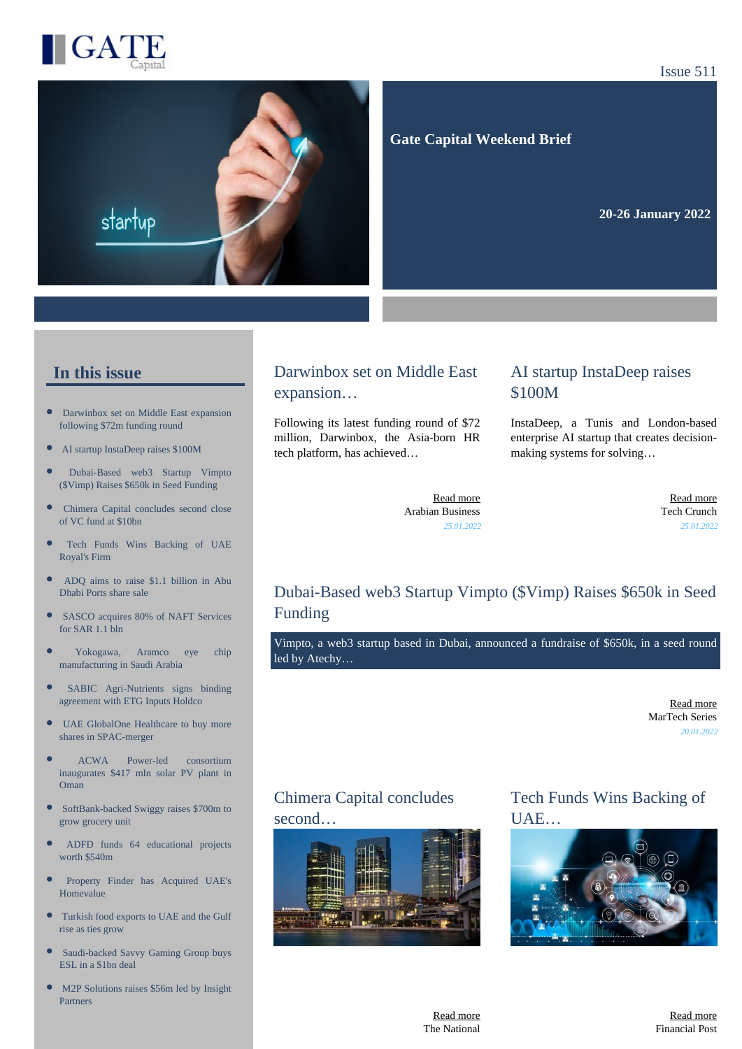GATE Capital

Issue 511

**Gate Capital Weekend Brief**

**20-26 January 2022**

## In this issue

- Darwinbox set on Middle East expansion following $72m funding round
- AI startup InstaDeep raises $100M
- Dubai-Based web3 Startup Vimpto ($Vimp) Raises $650k in Seed Funding
- Chimera Capital concludes second close of VC fund at $10bn
- Tech Funds Wins Backing of UAE Royal's Firm
- ADQ aims to raise $1.1 billion in Abu Dhabi Ports share sale
- SASCO acquires 80% of NAFT Services for SAR 1.1 bln
- Yokogawa, Aramco eye chip manufacturing in Saudi Arabia
- SABIC Agri-Nutrients signs binding agreement with ETG Inputs Holdco
- UAE GlobalOne Healthcare to buy more shares in SPAC-merger
- ACWA Power-led consortium inaugurates $417 mln solar PV plant in Oman
- SoftBank-backed Swiggy raises $700m to grow grocery unit
- ADFD funds 64 educational projects worth $540m
- Property Finder has Acquired UAE's Homevalue
- Turkish food exports to UAE and the Gulf rise as ties grow
- Saudi-backed Savvy Gaming Group buys ESL in a $1bn deal
- M2P Solutions raises $56m led by Insight Partners

## Darwinbox set on Middle East expansion…

Following its latest funding round of $72 million, Darwinbox, the Asia-born HR tech platform, has achieved…

Read more
Arabian Business
*25.01.2022*

## AI startup InstaDeep raises $100M

InstaDeep, a Tunis and London-based enterprise AI startup that creates decision-making systems for solving…

Read more
Tech Crunch
*25.01.2022*

## Dubai-Based web3 Startup Vimpto ($Vimp) Raises $650k in Seed Funding

Vimpto, a web3 startup based in Dubai, announced a fundraise of $650k, in a seed round led by Atechy…

Read more
MarTech Series
*20.01.2022*

## Chimera Capital concludes second…

Read more
The National

## Tech Funds Wins Backing of UAE…

Read more
Financial Post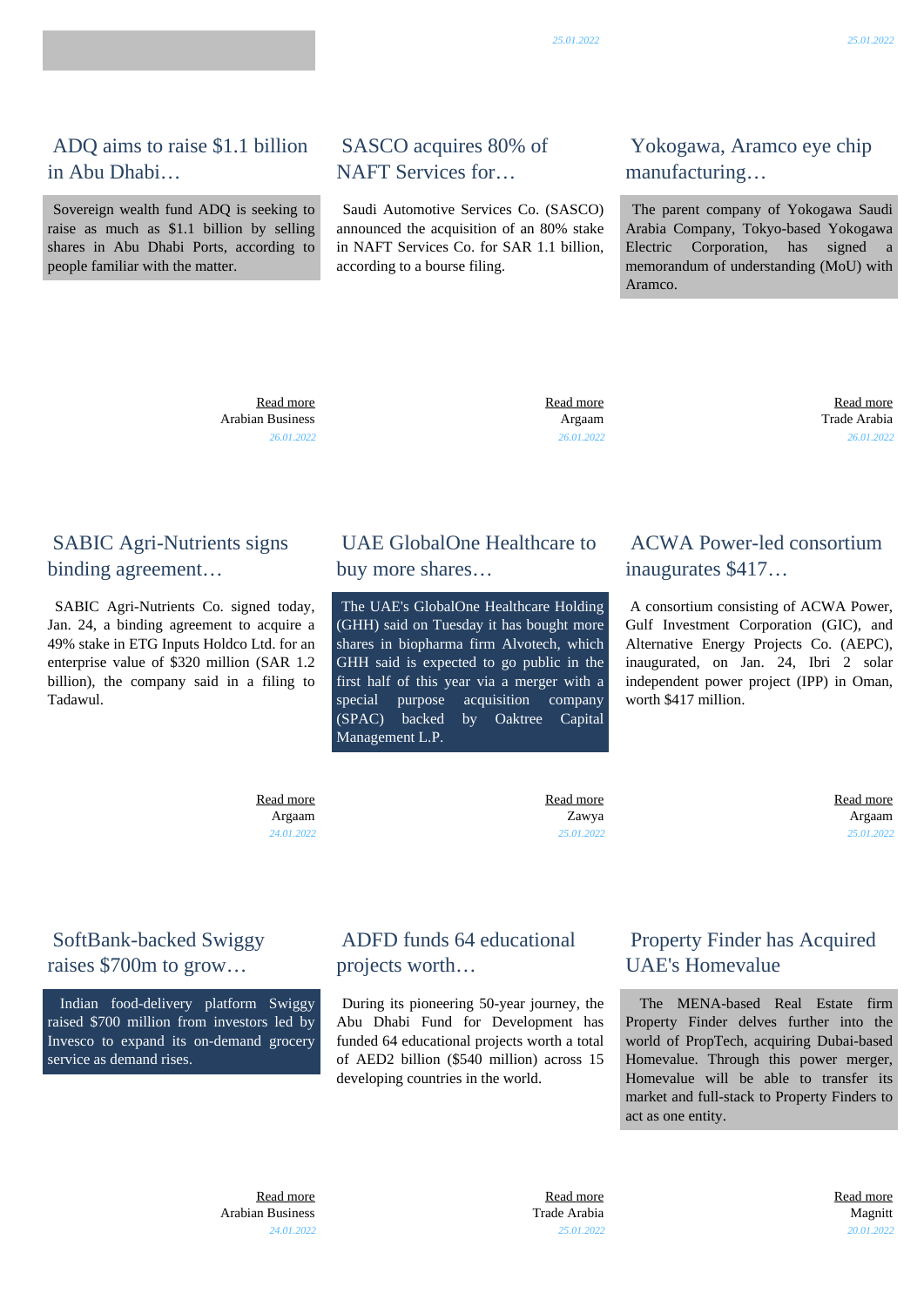25.01.2022

25.01.2022

## ADQ aims to raise $1.1 billion in Abu Dhabi…

Sovereign wealth fund ADQ is seeking to raise as much as $1.1 billion by selling shares in Abu Dhabi Ports, according to people familiar with the matter.

Read more
Arabian Business
26.01.2022

## SASCO acquires 80% of NAFT Services for…

Saudi Automotive Services Co. (SASCO) announced the acquisition of an 80% stake in NAFT Services Co. for SAR 1.1 billion, according to a bourse filing.

Read more
Argaam
26.01.2022

## Yokogawa, Aramco eye chip manufacturing…

The parent company of Yokogawa Saudi Arabia Company, Tokyo-based Yokogawa Electric Corporation, has signed a memorandum of understanding (MoU) with Aramco.

Read more
Trade Arabia
26.01.2022

## SABIC Agri-Nutrients signs binding agreement…

SABIC Agri-Nutrients Co. signed today, Jan. 24, a binding agreement to acquire a 49% stake in ETG Inputs Holdco Ltd. for an enterprise value of $320 million (SAR 1.2 billion), the company said in a filing to Tadawul.

Read more
Argaam
24.01.2022

## UAE GlobalOne Healthcare to buy more shares…

The UAE's GlobalOne Healthcare Holding (GHH) said on Tuesday it has bought more shares in biopharma firm Alvotech, which GHH said is expected to go public in the first half of this year via a merger with a special purpose acquisition company (SPAC) backed by Oaktree Capital Management L.P.

Read more
Zawya
25.01.2022

## ACWA Power-led consortium inaugurates $417…

A consortium consisting of ACWA Power, Gulf Investment Corporation (GIC), and Alternative Energy Projects Co. (AEPC), inaugurated, on Jan. 24, Ibri 2 solar independent power project (IPP) in Oman, worth $417 million.

Read more
Argaam
25.01.2022

## SoftBank-backed Swiggy raises $700m to grow…

Indian food-delivery platform Swiggy raised $700 million from investors led by Invesco to expand its on-demand grocery service as demand rises.

Read more
Arabian Business
24.01.2022

## ADFD funds 64 educational projects worth…

During its pioneering 50-year journey, the Abu Dhabi Fund for Development has funded 64 educational projects worth a total of AED2 billion ($540 million) across 15 developing countries in the world.

Read more
Trade Arabia
25.01.2022

## Property Finder has Acquired UAE's Homevalue

The MENA-based Real Estate firm Property Finder delves further into the world of PropTech, acquiring Dubai-based Homevalue. Through this power merger, Homevalue will be able to transfer its market and full-stack to Property Finders to act as one entity.

Read more
Magnitt
20.01.2022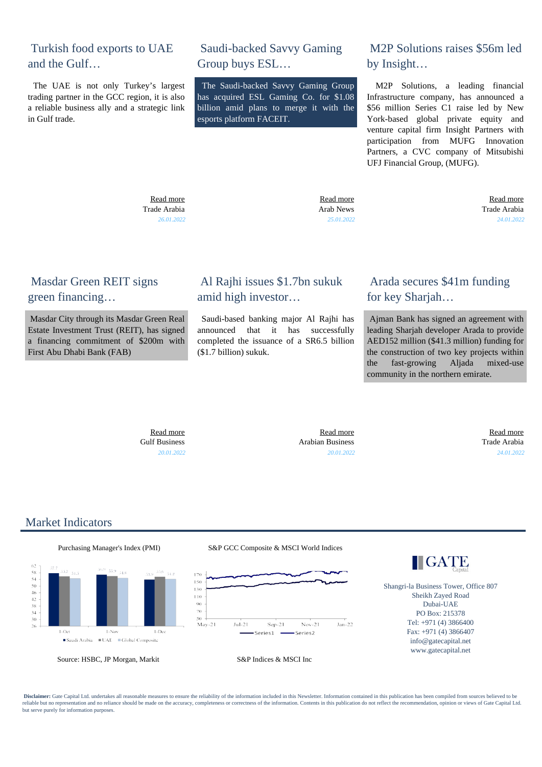## Turkish food exports to UAE and the Gulf…

The UAE is not only Turkey's largest trading partner in the GCC region, it is also a reliable business ally and a strategic link in Gulf trade.

Read more
Trade Arabia
*26.01.2022*

## Saudi-backed Savvy Gaming Group buys ESL…

The Saudi-backed Savvy Gaming Group has acquired ESL Gaming Co. for $1.08 billion amid plans to merge it with the esports platform FACEIT.

Read more
Arab News
*25.01.2022*

## M2P Solutions raises $56m led by Insight…

M2P Solutions, a leading financial Infrastructure company, has announced a $56 million Series C1 raise led by New York-based global private equity and venture capital firm Insight Partners with participation from MUFG Innovation Partners, a CVC company of Mitsubishi UFJ Financial Group, (MUFG).

Read more
Trade Arabia
*24.01.2022*

## Masdar Green REIT signs green financing…

Masdar City through its Masdar Green Real Estate Investment Trust (REIT), has signed a financing commitment of $200m with First Abu Dhabi Bank (FAB)

Read more
Gulf Business
*20.01.2022*

## Al Rajhi issues $1.7bn sukuk amid high investor…

Saudi-based banking major Al Rajhi has announced that it has successfully completed the issuance of a SR6.5 billion ($1.7 billion) sukuk.

Read more
Arabian Business
*20.01.2022*

## Arada secures $41m funding for key Sharjah…

Ajman Bank has signed an agreement with leading Sharjah developer Arada to provide AED152 million ($41.3 million) funding for the construction of two key projects within the fast-growing Aljada mixed-use community in the northern emirate.

Read more
Trade Arabia
*24.01.2022*

# Market Indicators

Purchasing Manager's Index (PMI)

62
58
54
50
46
42
38
34
30
26

57.7 55.7 54.5
56.9 55.9 54.8
53.9 55.6 54.2

1-Oct 1-Nov 1-Dec

Saudi Arabia UAE Global Composite

Source: HSBC, JP Morgan, Markit

S&P GCC Composite & MSCI World Indices

170
150
130
110
90
70
50

May-21 Jul-21 Sep-21 Nov-21 Jan-22

Series1 Series2

S&P Indices & MSCI Inc

GATE Capital

Shangri-la Business Tower, Office 807
Sheikh Zayed Road
Dubai-UAE
PO Box: 215378
Tel: +971 (4) 3866400
Fax: +971 (4) 3866407
info@gatecapital.net
www.gatecapital.net

**Disclaimer:** Gate Capital Ltd. undertakes all reasonable measures to ensure the reliability of the information included in this Newsletter. Information contained in this publication has been compiled from sources believed to be reliable but no representation and no reliance should be made on the accuracy, completeness or correctness of the information. Contents in this publication do not reflect the recommendation, opinion or views of Gate Capital Ltd. but serve purely for information purposes.